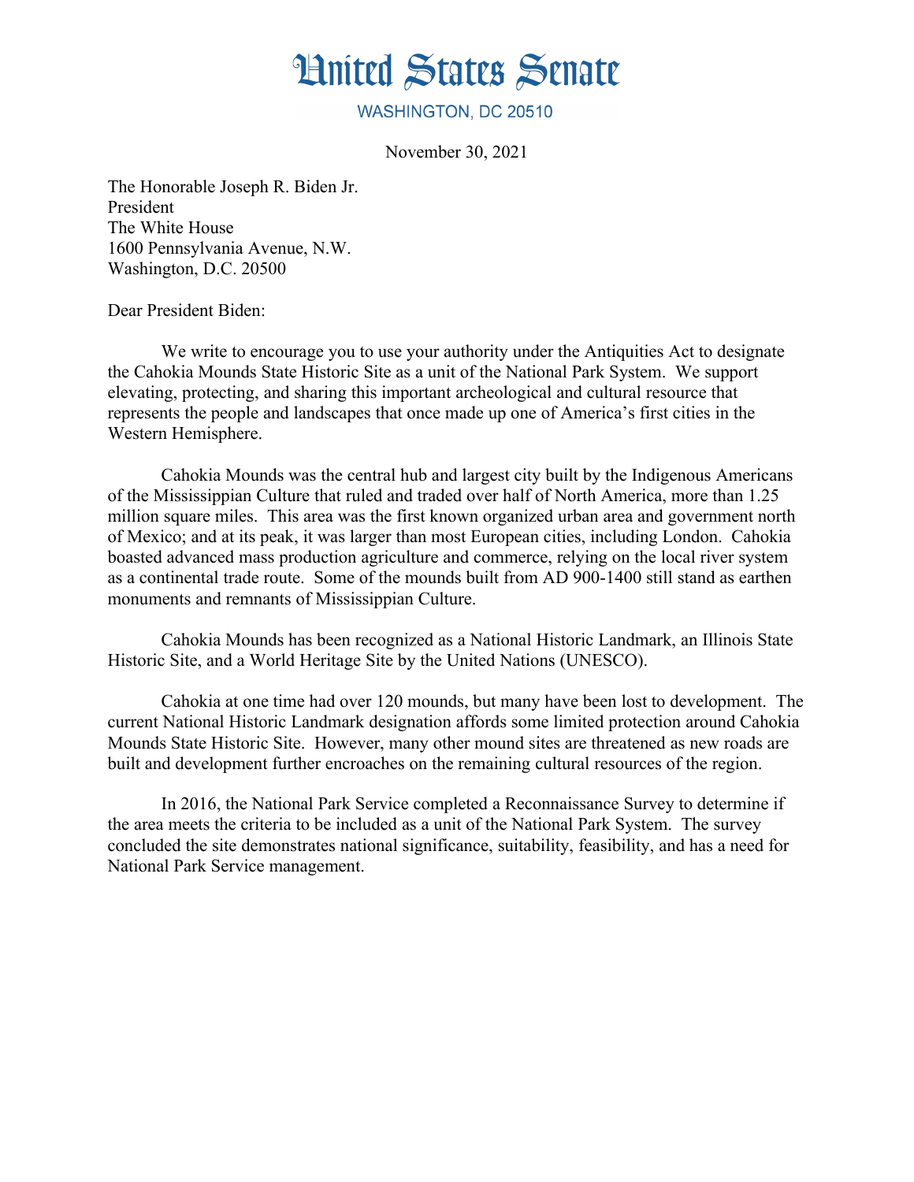# United States Senate

WASHINGTON, DC 20510

November 30, 2021

The Honorable Joseph R. Biden Jr.
President
The White House
1600 Pennsylvania Avenue, N.W.
Washington, D.C. 20500

Dear President Biden:

We write to encourage you to use your authority under the Antiquities Act to designate the Cahokia Mounds State Historic Site as a unit of the National Park System. We support elevating, protecting, and sharing this important archeological and cultural resource that represents the people and landscapes that once made up one of America's first cities in the Western Hemisphere.

Cahokia Mounds was the central hub and largest city built by the Indigenous Americans of the Mississippian Culture that ruled and traded over half of North America, more than 1.25 million square miles. This area was the first known organized urban area and government north of Mexico; and at its peak, it was larger than most European cities, including London. Cahokia boasted advanced mass production agriculture and commerce, relying on the local river system as a continental trade route. Some of the mounds built from AD 900-1400 still stand as earthen monuments and remnants of Mississippian Culture.

Cahokia Mounds has been recognized as a National Historic Landmark, an Illinois State Historic Site, and a World Heritage Site by the United Nations (UNESCO).

Cahokia at one time had over 120 mounds, but many have been lost to development. The current National Historic Landmark designation affords some limited protection around Cahokia Mounds State Historic Site. However, many other mound sites are threatened as new roads are built and development further encroaches on the remaining cultural resources of the region.

In 2016, the National Park Service completed a Reconnaissance Survey to determine if the area meets the criteria to be included as a unit of the National Park System. The survey concluded the site demonstrates national significance, suitability, feasibility, and has a need for National Park Service management.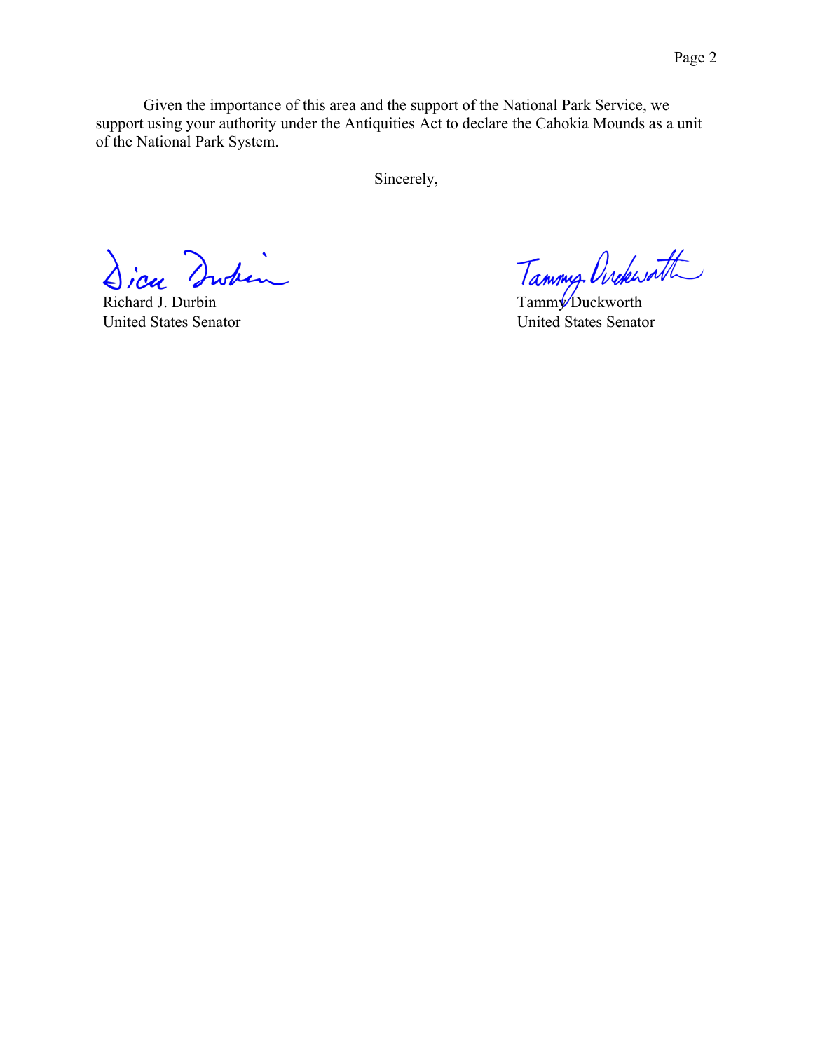Given the importance of this area and the support of the National Park Service, we support using your authority under the Antiquities Act to declare the Cahokia Mounds as a unit of the National Park System.

Sincerely,

Richard J. Durbin
United States Senator

Tammy Duckworth
United States Senator